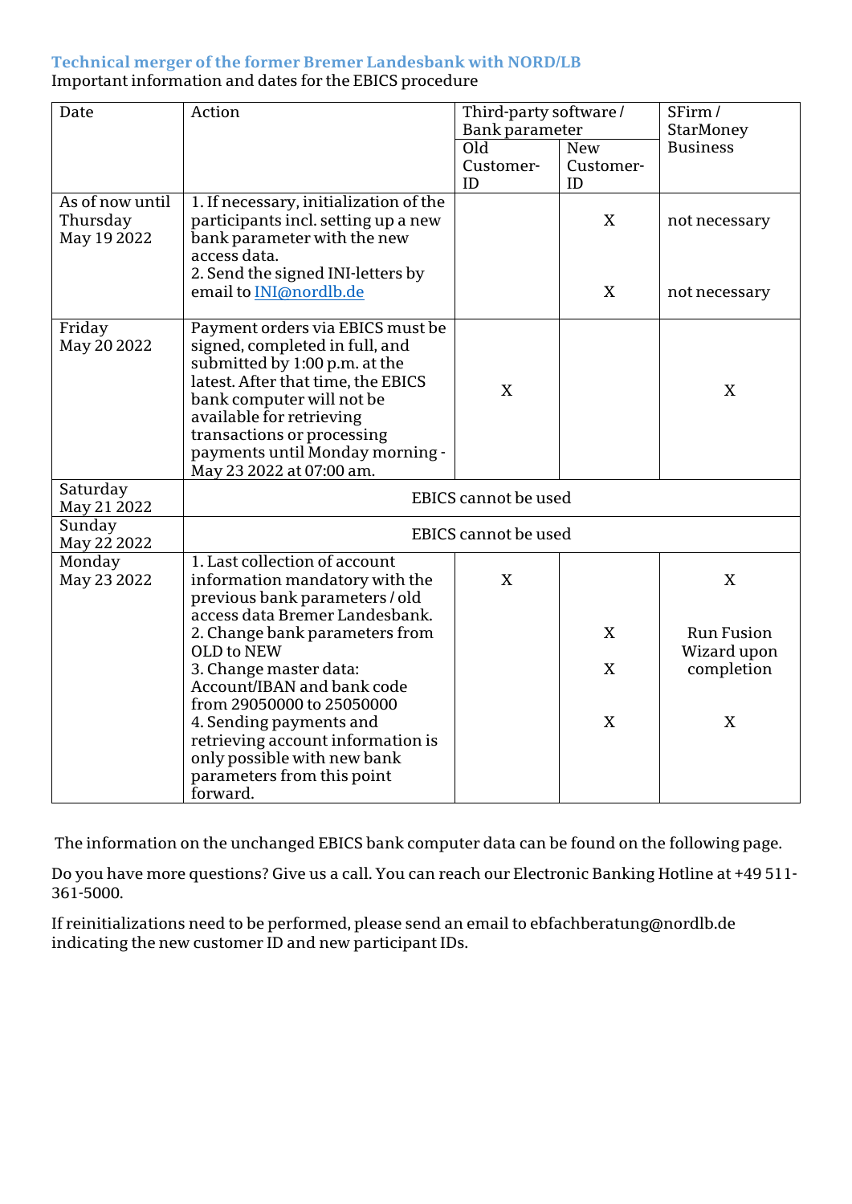## Technical merger of the former Bremer Landesbank with NORD/LB

Important information and dates for the EBICS procedure

| Date | Action | Third-party software / Bank parameter | | SFirm / StarMoney Business |
|---|---|---|---|---|
| | | Old Customer-ID | New Customer-ID | |
| As of now until Thursday May 19 2022 | 1. If necessary, initialization of the participants incl. setting up a new bank parameter with the new access data.<br>2. Send the signed INI-letters by email to [INI@nordlb.de](mailto:INI@nordlb.de) | | X<br><br>X | not necessary<br><br>not necessary |
| Friday May 20 2022 | Payment orders via EBICS must be signed, completed in full, and submitted by 1:00 p.m. at the latest. After that time, the EBICS bank computer will not be available for retrieving transactions or processing payments until Monday morning - May 23 2022 at 07:00 am. | X | | X |
| Saturday May 21 2022 | EBICS cannot be used | | | |
| Sunday May 22 2022 | EBICS cannot be used | | | |
| Monday May 23 2022 | 1. Last collection of account information mandatory with the previous bank parameters / old access data Bremer Landesbank.<br>2. Change bank parameters from OLD to NEW<br>3. Change master data: Account/IBAN and bank code from 29050000 to 25050000<br>4. Sending payments and retrieving account information is only possible with new bank parameters from this point forward. | X | <br><br>X<br>X<br><br>X | X<br><br>Run Fusion Wizard upon completion<br><br>X |

The information on the unchanged EBICS bank computer data can be found on the following page.

Do you have more questions? Give us a call. You can reach our Electronic Banking Hotline at +49 511-361-5000.

If reinitializations need to be performed, please send an email to ebfachberatung@nordlb.de indicating the new customer ID and new participant IDs.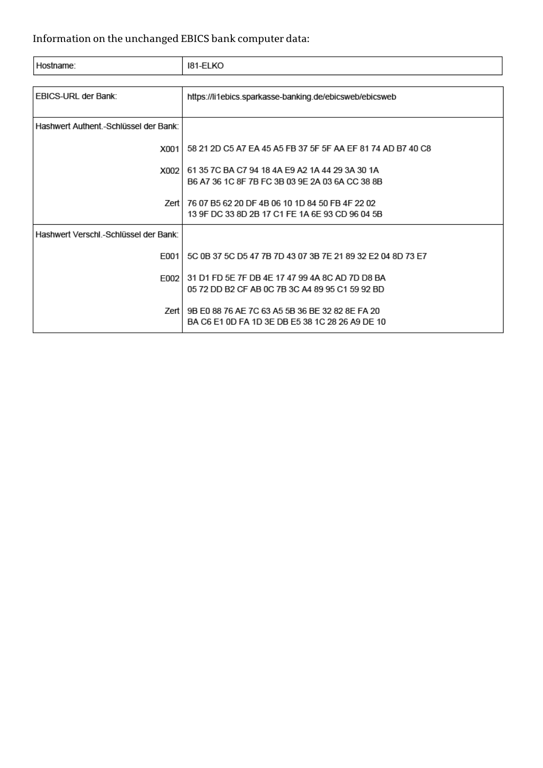Information on the unchanged EBICS bank computer data:

| | |
|---|---|
| Hostname: | I81-ELKO |

| | | |
|---|---|---|
| EBICS-URL der Bank: | | https://li1ebics.sparkasse-banking.de/ebicsweb/ebicsweb |
| Hashwert Authent.-Schlüssel der Bank: | | |
| | X001 | 58 21 2D C5 A7 EA 45 A5 FB 37 5F 5F AA EF 81 74 AD B7 40 C8 |
| | X002 | 61 35 7C BA C7 94 18 4A E9 A2 1A 44 29 3A 30 1A<br>B6 A7 36 1C 8F 7B FC 3B 03 9E 2A 03 6A CC 38 8B |
| | Zert | 76 07 B5 62 20 DF 4B 06 10 1D 84 50 FB 4F 22 02<br>13 9F DC 33 8D 2B 17 C1 FE 1A 6E 93 CD 96 04 5B |
| Hashwert Verschl.-Schlüssel der Bank: | | |
| | E001 | 5C 0B 37 5C D5 47 7B 7D 43 07 3B 7E 21 89 32 E2 04 8D 73 E7 |
| | E002 | 31 D1 FD 5E 7F DB 4E 17 47 99 4A 8C AD 7D D8 BA<br>05 72 DD B2 CF AB 0C 7B 3C A4 89 95 C1 59 92 BD |
| | Zert | 9B E0 88 76 AE 7C 63 A5 5B 36 BE 32 82 8E FA 20<br>BA C6 E1 0D FA 1D 3E DB E5 38 1C 28 26 A9 DE 10 |